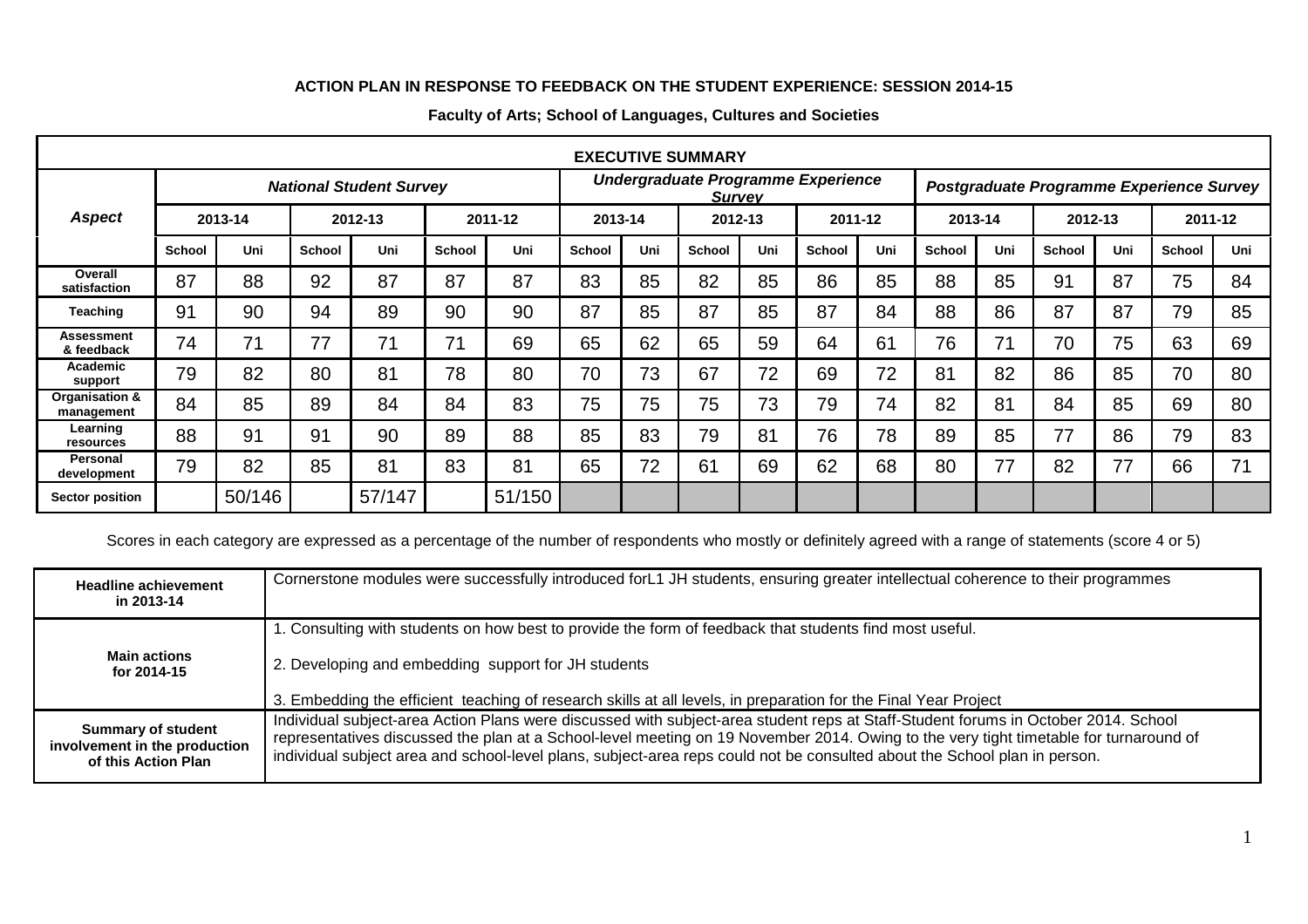**ACTION PLAN IN RESPONSE TO FEEDBACK ON THE STUDENT EXPERIENCE: SESSION 2014-15**

**Faculty of Arts; School of Languages, Cultures and Societies**

| **EXECUTIVE SUMMARY** | | | | | | | | | | | | | | | | | | |
|---|---|---|---|---|---|---|---|---|---|---|---|---|---|---|---|---|---|---|
| ***Aspect*** | ***National Student Survey*** | | | | | | ***Undergraduate Programme Experience Survey*** | | | | | | ***Postgraduate Programme Experience Survey*** | | | | | |
| | **2013-14** | | **2012-13** | | **2011-12** | | **2013-14** | | **2012-13** | | **2011-12** | | **2013-14** | | **2012-13** | | **2011-12** | |
| | **School** | **Uni** | **School** | **Uni** | **School** | **Uni** | **School** | **Uni** | **School** | **Uni** | **School** | **Uni** | **School** | **Uni** | **School** | **Uni** | **School** | **Uni** |
| **Overall satisfaction** | 87 | 88 | 92 | 87 | 87 | 87 | 83 | 85 | 82 | 85 | 86 | 85 | 88 | 85 | 91 | 87 | 75 | 84 |
| **Teaching** | 91 | 90 | 94 | 89 | 90 | 90 | 87 | 85 | 87 | 85 | 87 | 84 | 88 | 86 | 87 | 87 | 79 | 85 |
| **Assessment & feedback** | 74 | 71 | 77 | 71 | 71 | 69 | 65 | 62 | 65 | 59 | 64 | 61 | 76 | 71 | 70 | 75 | 63 | 69 |
| **Academic support** | 79 | 82 | 80 | 81 | 78 | 80 | 70 | 73 | 67 | 72 | 69 | 72 | 81 | 82 | 86 | 85 | 70 | 80 |
| **Organisation & management** | 84 | 85 | 89 | 84 | 84 | 83 | 75 | 75 | 75 | 73 | 79 | 74 | 82 | 81 | 84 | 85 | 69 | 80 |
| **Learning resources** | 88 | 91 | 91 | 90 | 89 | 88 | 85 | 83 | 79 | 81 | 76 | 78 | 89 | 85 | 77 | 86 | 79 | 83 |
| **Personal development** | 79 | 82 | 85 | 81 | 83 | 81 | 65 | 72 | 61 | 69 | 62 | 68 | 80 | 77 | 82 | 77 | 66 | 71 |
| **Sector position** | | 50/146 | | 57/147 | | 51/150 | | | | | | | | | | | | |

Scores in each category are expressed as a percentage of the number of respondents who mostly or definitely agreed with a range of statements (score 4 or 5)

| | |
|---|---|
| **Headline achievement in 2013-14** | Cornerstone modules were successfully introduced forL1 JH students, ensuring greater intellectual coherence to their programmes |
| **Main actions for 2014-15** | 1. Consulting with students on how best to provide the form of feedback that students find most useful.<br><br>2. Developing and embedding support for JH students<br><br>3. Embedding the efficient teaching of research skills at all levels, in preparation for the Final Year Project |
| **Summary of student involvement in the production of this Action Plan** | Individual subject-area Action Plans were discussed with subject-area student reps at Staff-Student forums in October 2014. School representatives discussed the plan at a School-level meeting on 19 November 2014. Owing to the very tight timetable for turnaround of individual subject area and school-level plans, subject-area reps could not be consulted about the School plan in person. |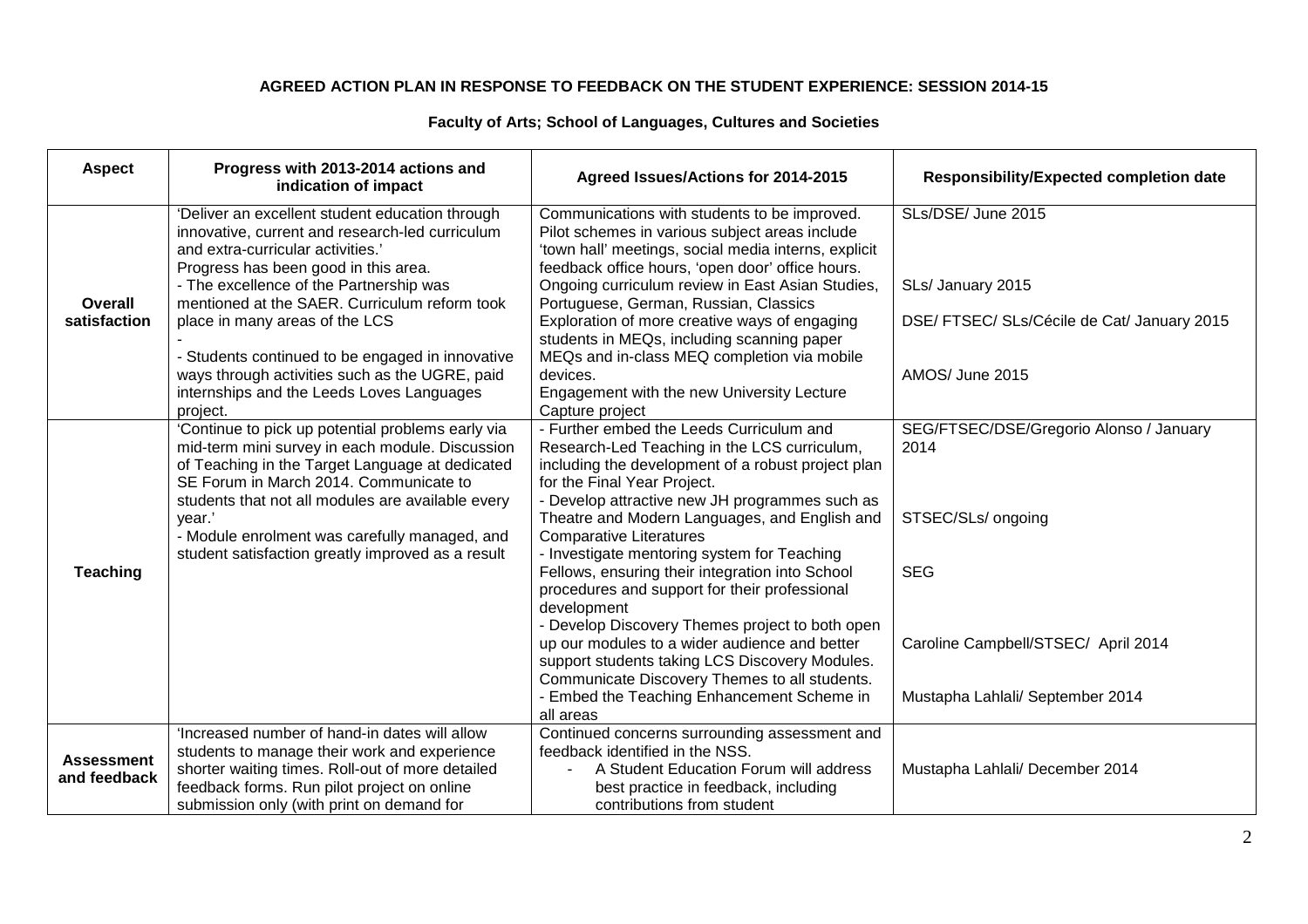**AGREED ACTION PLAN IN RESPONSE TO FEEDBACK ON THE STUDENT EXPERIENCE: SESSION 2014-15**

**Faculty of Arts; School of Languages, Cultures and Societies**

| Aspect | Progress with 2013-2014 actions and indication of impact | Agreed Issues/Actions for 2014-2015 | Responsibility/Expected completion date |
|---|---|---|---|
| **Overall satisfaction** | 'Deliver an excellent student education through innovative, current and research-led curriculum and extra-curricular activities.' Progress has been good in this area. - The excellence of the Partnership was mentioned at the SAER. Curriculum reform took place in many areas of the LCS - - Students continued to be engaged in innovative ways through activities such as the UGRE, paid internships and the Leeds Loves Languages project. | Communications with students to be improved. Pilot schemes in various subject areas include 'town hall' meetings, social media interns, explicit feedback office hours, 'open door' office hours. Ongoing curriculum review in East Asian Studies, Portuguese, German, Russian, Classics Exploration of more creative ways of engaging students in MEQs, including scanning paper MEQs and in-class MEQ completion via mobile devices. Engagement with the new University Lecture Capture project | SLs/DSE/ June 2015 SLs/ January 2015 DSE/ FTSEC/ SLs/Cécile de Cat/ January 2015 AMOS/ June 2015 |
| **Teaching** | 'Continue to pick up potential problems early via mid-term mini survey in each module. Discussion of Teaching in the Target Language at dedicated SE Forum in March 2014. Communicate to students that not all modules are available every year.' - Module enrolment was carefully managed, and student satisfaction greatly improved as a result | - Further embed the Leeds Curriculum and Research-Led Teaching in the LCS curriculum, including the development of a robust project plan for the Final Year Project. - Develop attractive new JH programmes such as Theatre and Modern Languages, and English and Comparative Literatures - Investigate mentoring system for Teaching Fellows, ensuring their integration into School procedures and support for their professional development - Develop Discovery Themes project to both open up our modules to a wider audience and better support students taking LCS Discovery Modules. Communicate Discovery Themes to all students. - Embed the Teaching Enhancement Scheme in all areas | SEG/FTSEC/DSE/Gregorio Alonso / January 2014 STSEC/SLs/ ongoing SEG Caroline Campbell/STSEC/ April 2014 Mustapha Lahlali/ September 2014 |
| **Assessment and feedback** | 'Increased number of hand-in dates will allow students to manage their work and experience shorter waiting times. Roll-out of more detailed feedback forms. Run pilot project on online submission only (with print on demand for | Continued concerns surrounding assessment and feedback identified in the NSS. - A Student Education Forum will address best practice in feedback, including contributions from student | Mustapha Lahlali/ December 2014 |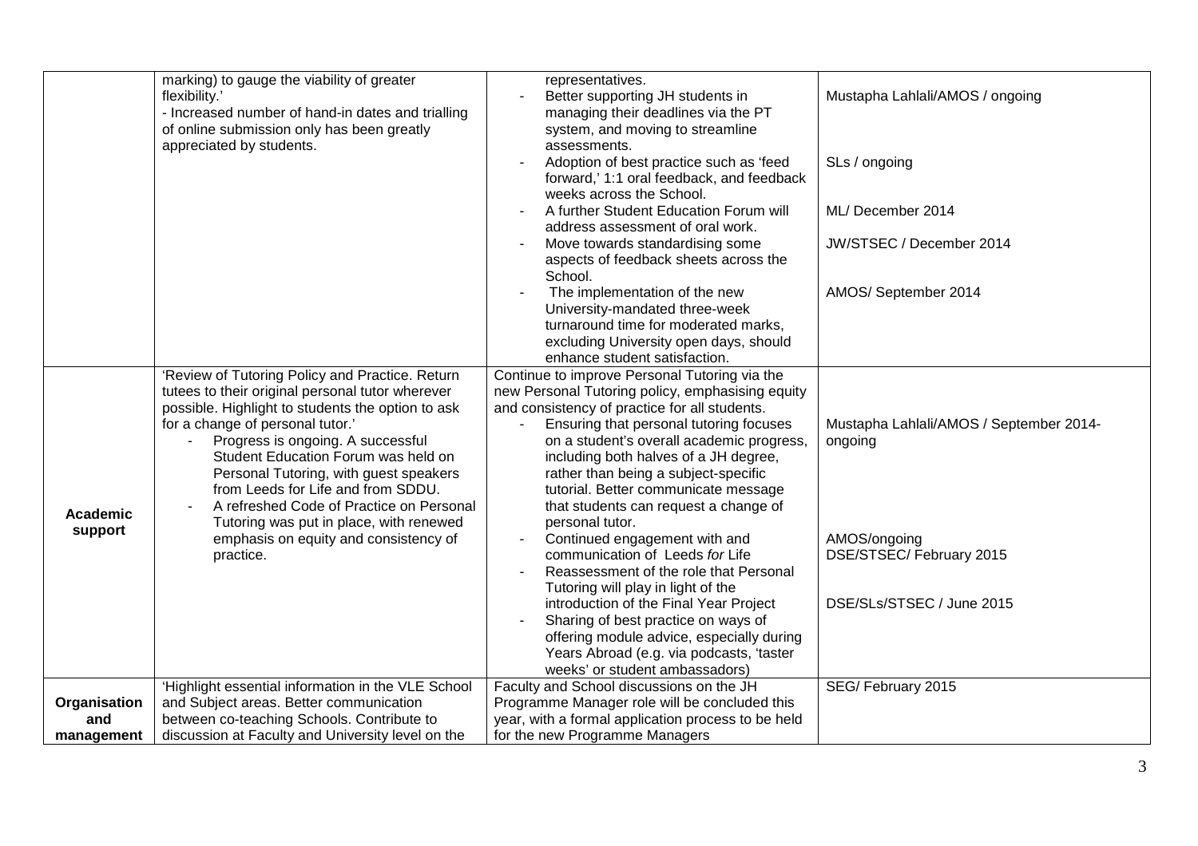| | | | |
|---|---|---|---|
| | marking) to gauge the viability of greater flexibility.'<br>- Increased number of hand-in dates and trialling of online submission only has been greatly appreciated by students. | representatives.<br>- Better supporting JH students in managing their deadlines via the PT system, and moving to streamline assessments.<br>- Adoption of best practice such as 'feed forward,' 1:1 oral feedback, and feedback weeks across the School.<br>- A further Student Education Forum will address assessment of oral work.<br>- Move towards standardising some aspects of feedback sheets across the School.<br>- The implementation of the new University-mandated three-week turnaround time for moderated marks, excluding University open days, should enhance student satisfaction. | Mustapha Lahlali/AMOS / ongoing<br><br>SLs / ongoing<br><br>ML/ December 2014<br><br>JW/STSEC / December 2014<br><br>AMOS/ September 2014 |
| **Academic support** | 'Review of Tutoring Policy and Practice. Return tutees to their original personal tutor wherever possible. Highlight to students the option to ask for a change of personal tutor.'<br>- Progress is ongoing. A successful Student Education Forum was held on Personal Tutoring, with guest speakers from Leeds for Life and from SDDU.<br>- A refreshed Code of Practice on Personal Tutoring was put in place, with renewed emphasis on equity and consistency of practice. | Continue to improve Personal Tutoring via the new Personal Tutoring policy, emphasising equity and consistency of practice for all students.<br>- Ensuring that personal tutoring focuses on a student's overall academic progress, including both halves of a JH degree, rather than being a subject-specific tutorial. Better communicate message that students can request a change of personal tutor.<br>- Continued engagement with and communication of Leeds *for* Life<br>- Reassessment of the role that Personal Tutoring will play in light of the introduction of the Final Year Project<br>- Sharing of best practice on ways of offering module advice, especially during Years Abroad (e.g. via podcasts, 'taster weeks' or student ambassadors) | Mustapha Lahlali/AMOS / September 2014-ongoing<br><br>AMOS/ongoing<br>DSE/STSEC/ February 2015<br><br>DSE/SLs/STSEC / June 2015 |
| **Organisation and management** | 'Highlight essential information in the VLE School and Subject areas. Better communication between co-teaching Schools. Contribute to discussion at Faculty and University level on the | Faculty and School discussions on the JH Programme Manager role will be concluded this year, with a formal application process to be held for the new Programme Managers | SEG/ February 2015 |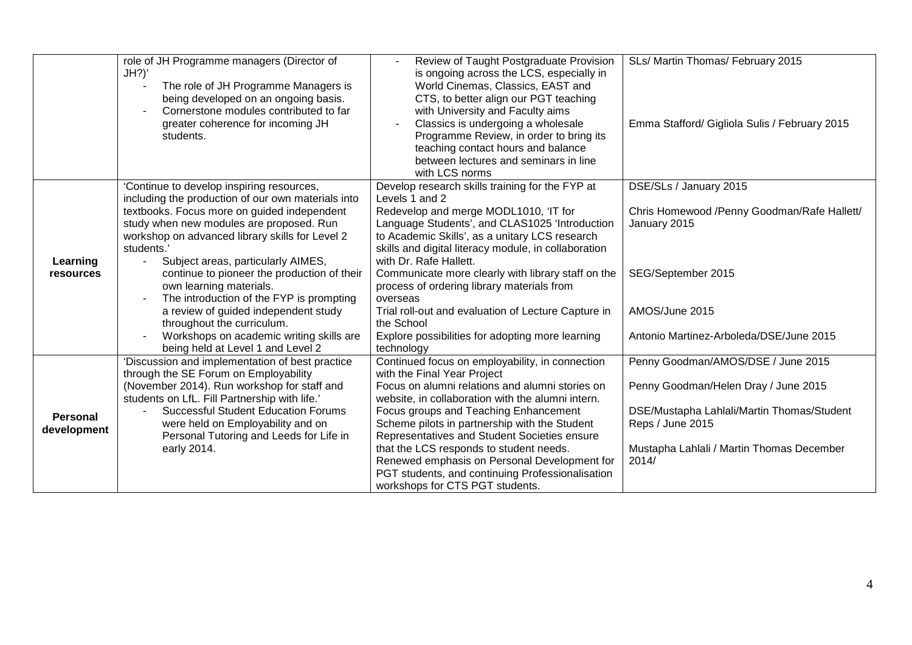| | | | |
|---|---|---|---|
| | role of JH Programme managers (Director of JH?)' <br> - The role of JH Programme Managers is being developed on an ongoing basis. <br> - Cornerstone modules contributed to far greater coherence for incoming JH students. | - Review of Taught Postgraduate Provision is ongoing across the LCS, especially in World Cinemas, Classics, EAST and CTS, to better align our PGT teaching with University and Faculty aims <br> - Classics is undergoing a wholesale Programme Review, in order to bring its teaching contact hours and balance between lectures and seminars in line with LCS norms | SLs/ Martin Thomas/ February 2015 <br><br> Emma Stafford/ Gigliola Sulis / February 2015 |
| **Learning resources** | 'Continue to develop inspiring resources, including the production of our own materials into textbooks. Focus more on guided independent study when new modules are proposed. Run workshop on advanced library skills for Level 2 students.' <br> - Subject areas, particularly AIMES, continue to pioneer the production of their own learning materials. <br> - The introduction of the FYP is prompting a review of guided independent study throughout the curriculum. <br> - Workshops on academic writing skills are being held at Level 1 and Level 2 | Develop research skills training for the FYP at Levels 1 and 2 <br> Redevelop and merge MODL1010, 'IT for Language Students', and CLAS1025 'Introduction to Academic Skills', as a unitary LCS research skills and digital literacy module, in collaboration with Dr. Rafe Hallett. <br> Communicate more clearly with library staff on the process of ordering library materials from overseas <br> Trial roll-out and evaluation of Lecture Capture in the School <br> Explore possibilities for adopting more learning technology | DSE/SLs / January 2015 <br><br> Chris Homewood /Penny Goodman/Rafe Hallett/ January 2015 <br><br> SEG/September 2015 <br><br> AMOS/June 2015 <br><br> Antonio Martinez-Arboleda/DSE/June 2015 |
| **Personal development** | 'Discussion and implementation of best practice through the SE Forum on Employability (November 2014). Run workshop for staff and students on LfL. Fill Partnership with life.' <br> - Successful Student Education Forums were held on Employability and on Personal Tutoring and Leeds for Life in early 2014. | Continued focus on employability, in connection with the Final Year Project <br> Focus on alumni relations and alumni stories on website, in collaboration with the alumni intern. <br> Focus groups and Teaching Enhancement Scheme pilots in partnership with the Student Representatives and Student Societies ensure that the LCS responds to student needs. <br> Renewed emphasis on Personal Development for PGT students, and continuing Professionalisation workshops for CTS PGT students. | Penny Goodman/AMOS/DSE / June 2015 <br><br> Penny Goodman/Helen Dray / June 2015 <br><br> DSE/Mustapha Lahlali/Martin Thomas/Student Reps / June 2015 <br><br> Mustapha Lahlali / Martin Thomas December 2014/ |